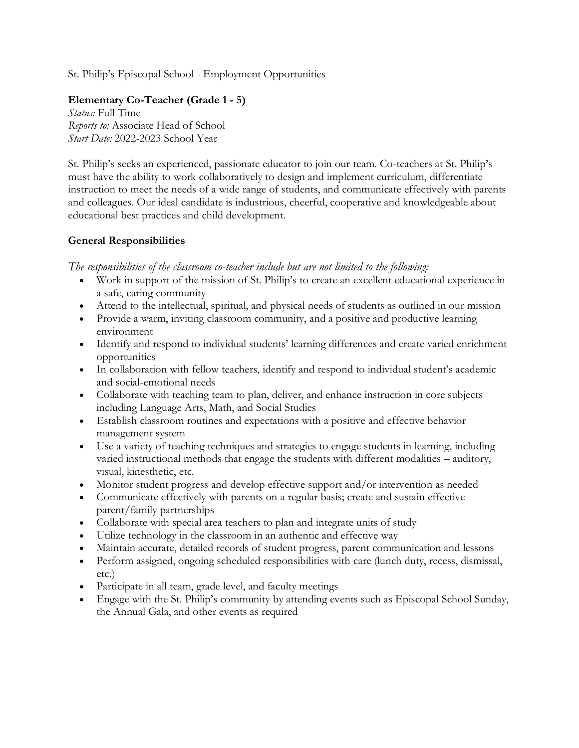St. Philip's Episcopal School - Employment Opportunities

**Elementary Co-Teacher (Grade 1 - 5)**
*Status:* Full Time
*Reports to:* Associate Head of School
*Start Date:* 2022-2023 School Year

St. Philip's seeks an experienced, passionate educator to join our team. Co-teachers at St. Philip's must have the ability to work collaboratively to design and implement curriculum, differentiate instruction to meet the needs of a wide range of students, and communicate effectively with parents and colleagues. Our ideal candidate is industrious, cheerful, cooperative and knowledgeable about educational best practices and child development.

**General Responsibilities**

*The responsibilities of the classroom co-teacher include but are not limited to the following:*

- Work in support of the mission of St. Philip's to create an excellent educational experience in a safe, caring community
- Attend to the intellectual, spiritual, and physical needs of students as outlined in our mission
- Provide a warm, inviting classroom community, and a positive and productive learning environment
- Identify and respond to individual students' learning differences and create varied enrichment opportunities
- In collaboration with fellow teachers, identify and respond to individual student's academic and social-emotional needs
- Collaborate with teaching team to plan, deliver, and enhance instruction in core subjects including Language Arts, Math, and Social Studies
- Establish classroom routines and expectations with a positive and effective behavior management system
- Use a variety of teaching techniques and strategies to engage students in learning, including varied instructional methods that engage the students with different modalities – auditory, visual, kinesthetic, etc.
- Monitor student progress and develop effective support and/or intervention as needed
- Communicate effectively with parents on a regular basis; create and sustain effective parent/family partnerships
- Collaborate with special area teachers to plan and integrate units of study
- Utilize technology in the classroom in an authentic and effective way
- Maintain accurate, detailed records of student progress, parent communication and lessons
- Perform assigned, ongoing scheduled responsibilities with care (lunch duty, recess, dismissal, etc.)
- Participate in all team, grade level, and faculty meetings
- Engage with the St. Philip's community by attending events such as Episcopal School Sunday, the Annual Gala, and other events as required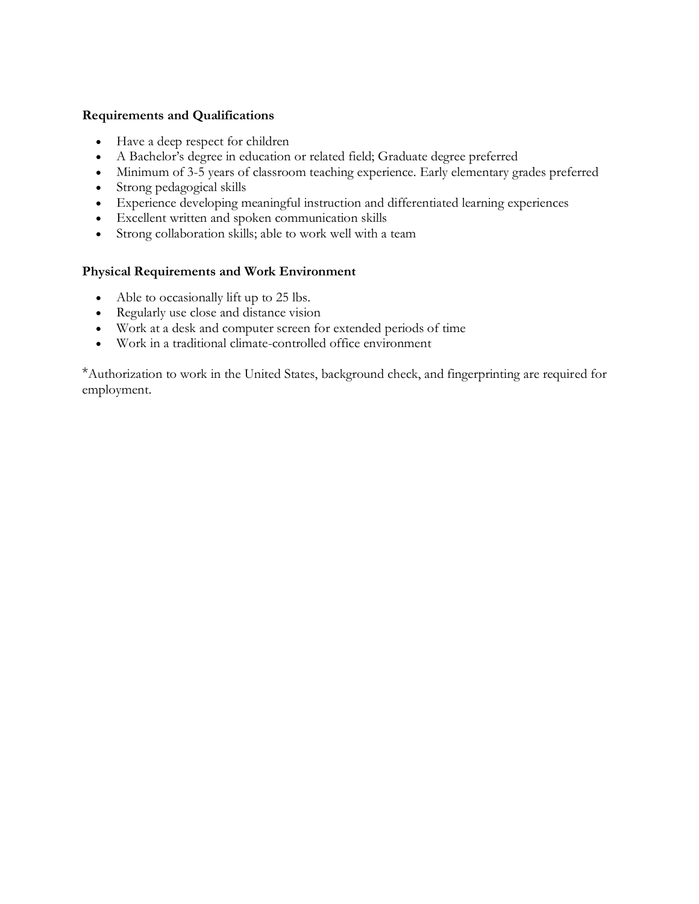**Requirements and Qualifications**

- Have a deep respect for children
- A Bachelor's degree in education or related field; Graduate degree preferred
- Minimum of 3-5 years of classroom teaching experience. Early elementary grades preferred
- Strong pedagogical skills
- Experience developing meaningful instruction and differentiated learning experiences
- Excellent written and spoken communication skills
- Strong collaboration skills; able to work well with a team

**Physical Requirements and Work Environment**

- Able to occasionally lift up to 25 lbs.
- Regularly use close and distance vision
- Work at a desk and computer screen for extended periods of time
- Work in a traditional climate-controlled office environment

*Authorization to work in the United States, background check, and fingerprinting are required for employment.